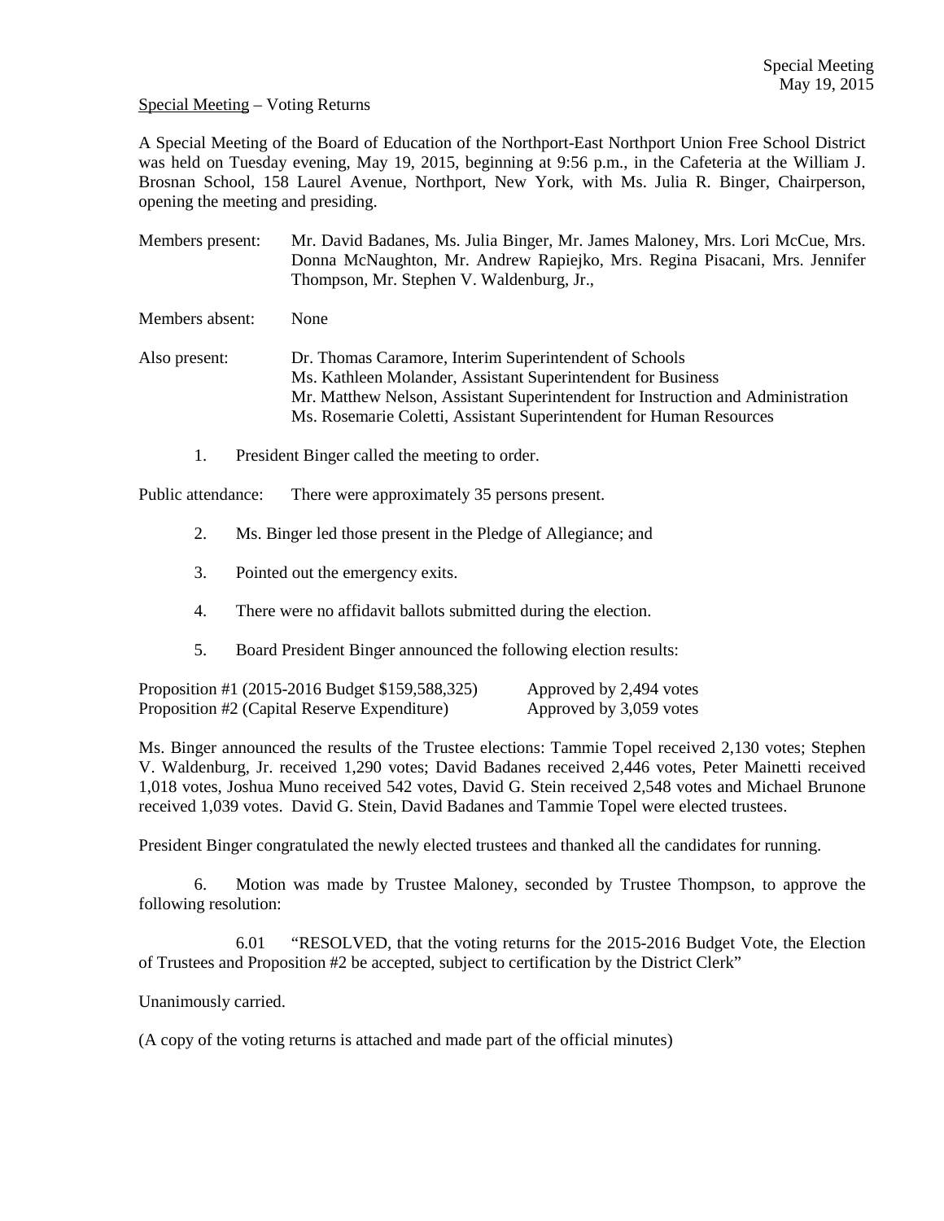Special Meeting
May 19, 2015

Special Meeting – Voting Returns

A Special Meeting of the Board of Education of the Northport-East Northport Union Free School District was held on Tuesday evening, May 19, 2015, beginning at 9:56 p.m., in the Cafeteria at the William J. Brosnan School, 158 Laurel Avenue, Northport, New York, with Ms. Julia R. Binger, Chairperson, opening the meeting and presiding.

Members present: Mr. David Badanes, Ms. Julia Binger, Mr. James Maloney, Mrs. Lori McCue, Mrs. Donna McNaughton, Mr. Andrew Rapiejko, Mrs. Regina Pisacani, Mrs. Jennifer Thompson, Mr. Stephen V. Waldenburg, Jr.,

Members absent: None

Also present: Dr. Thomas Caramore, Interim Superintendent of Schools
Ms. Kathleen Molander, Assistant Superintendent for Business
Mr. Matthew Nelson, Assistant Superintendent for Instruction and Administration
Ms. Rosemarie Coletti, Assistant Superintendent for Human Resources

1. President Binger called the meeting to order.

Public attendance: There were approximately 35 persons present.

2. Ms. Binger led those present in the Pledge of Allegiance; and

3. Pointed out the emergency exits.

4. There were no affidavit ballots submitted during the election.

5. Board President Binger announced the following election results:

| | |
|---|---|
| Proposition #1 (2015-2016 Budget $159,588,325) | Approved by 2,494 votes |
| Proposition #2 (Capital Reserve Expenditure) | Approved by 3,059 votes |

Ms. Binger announced the results of the Trustee elections: Tammie Topel received 2,130 votes; Stephen V. Waldenburg, Jr. received 1,290 votes; David Badanes received 2,446 votes, Peter Mainetti received 1,018 votes, Joshua Muno received 542 votes, David G. Stein received 2,548 votes and Michael Brunone received 1,039 votes. David G. Stein, David Badanes and Tammie Topel were elected trustees.

President Binger congratulated the newly elected trustees and thanked all the candidates for running.

6. Motion was made by Trustee Maloney, seconded by Trustee Thompson, to approve the following resolution:

6.01 "RESOLVED, that the voting returns for the 2015-2016 Budget Vote, the Election of Trustees and Proposition #2 be accepted, subject to certification by the District Clerk"

Unanimously carried.

(A copy of the voting returns is attached and made part of the official minutes)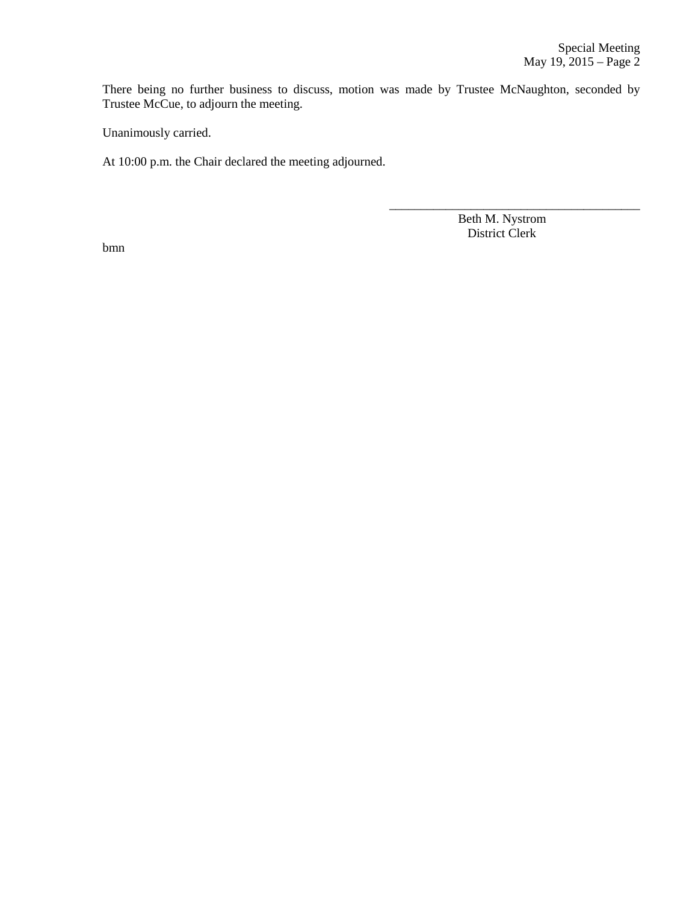There being no further business to discuss, motion was made by Trustee McNaughton, seconded by Trustee McCue, to adjourn the meeting.

Unanimously carried.

At 10:00 p.m. the Chair declared the meeting adjourned.

\_\_\_\_\_\_\_\_\_\_\_\_\_\_\_\_\_\_\_\_\_\_\_\_\_\_\_\_\_\_\_\_\_\_\_\_\_\_\_\_

Beth M. Nystrom
District Clerk

bmn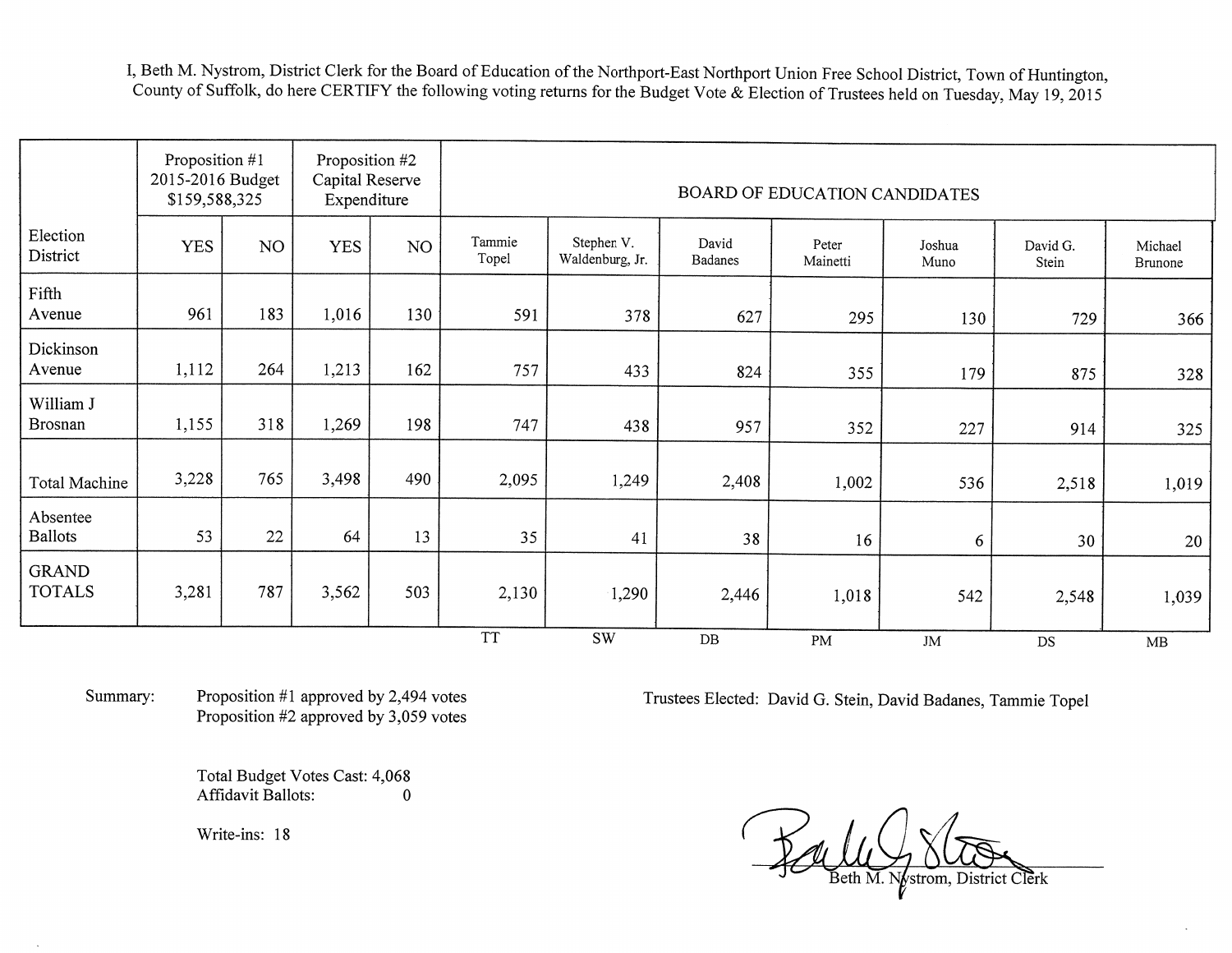I, Beth M. Nystrom, District Clerk for the Board of Education of the Northport-East Northport Union Free School District, Town of Huntington, County of Suffolk, do here CERTIFY the following voting returns for the Budget Vote & Election of Trustees held on Tuesday, May 19, 2015

| Election District | Proposition #1 2015-2016 Budget $159,588,325 | | Proposition #2 Capital Reserve Expenditure | | BOARD OF EDUCATION CANDIDATES | | | | | | |
|---|---|---|---|---|---|---|---|---|---|---|---|
| | YES | NO | YES | NO | Tammie Topel | Stephen V. Waldenburg, Jr. | David Badanes | Peter Mainetti | Joshua Muno | David G. Stein | Michael Brunone |
| Fifth Avenue | 961 | 183 | 1,016 | 130 | 591 | 378 | 627 | 295 | 130 | 729 | 366 |
| Dickinson Avenue | 1,112 | 264 | 1,213 | 162 | 757 | 433 | 824 | 355 | 179 | 875 | 328 |
| William J Brosnan | 1,155 | 318 | 1,269 | 198 | 747 | 438 | 957 | 352 | 227 | 914 | 325 |
| Total Machine | 3,228 | 765 | 3,498 | 490 | 2,095 | 1,249 | 2,408 | 1,002 | 536 | 2,518 | 1,019 |
| Absentee Ballots | 53 | 22 | 64 | 13 | 35 | 41 | 38 | 16 | 6 | 30 | 20 |
| GRAND TOTALS | 3,281 | 787 | 3,562 | 503 | 2,130 | 1,290 | 2,446 | 1,018 | 542 | 2,548 | 1,039 |
| | | | | | TT | SW | DB | PM | JM | DS | MB |

Summary: Proposition #1 approved by 2,494 votes
Proposition #2 approved by 3,059 votes

Trustees Elected: David G. Stein, David Badanes, Tammie Topel

Total Budget Votes Cast: 4,068
Affidavit Ballots: 0

Write-ins: 18

Beth M. Nystrom, District Clerk